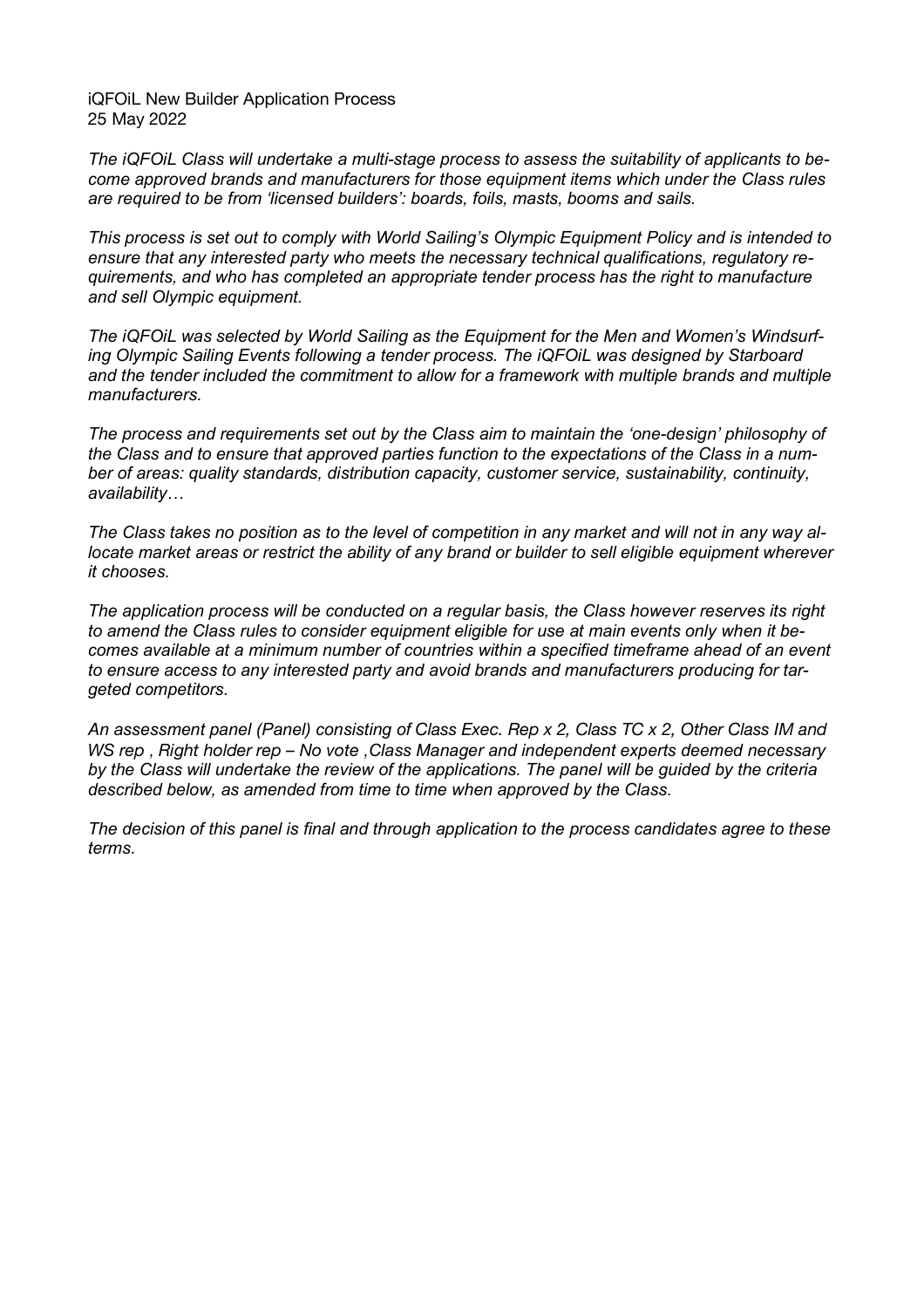iQFOiL New Builder Application Process
25 May 2022

*The iQFOiL Class will undertake a multi-stage process to assess the suitability of applicants to become approved brands and manufacturers for those equipment items which under the Class rules are required to be from 'licensed builders': boards, foils, masts, booms and sails.*

*This process is set out to comply with World Sailing's Olympic Equipment Policy and is intended to ensure that any interested party who meets the necessary technical qualifications, regulatory requirements, and who has completed an appropriate tender process has the right to manufacture and sell Olympic equipment.*

*The iQFOiL was selected by World Sailing as the Equipment for the Men and Women's Windsurfing Olympic Sailing Events following a tender process. The iQFOiL was designed by Starboard and the tender included the commitment to allow for a framework with multiple brands and multiple manufacturers.*

*The process and requirements set out by the Class aim to maintain the 'one-design' philosophy of the Class and to ensure that approved parties function to the expectations of the Class in a number of areas: quality standards, distribution capacity, customer service, sustainability, continuity, availability…*

*The Class takes no position as to the level of competition in any market and will not in any way allocate market areas or restrict the ability of any brand or builder to sell eligible equipment wherever it chooses.*

*The application process will be conducted on a regular basis, the Class however reserves its right to amend the Class rules to consider equipment eligible for use at main events only when it becomes available at a minimum number of countries within a specified timeframe ahead of an event to ensure access to any interested party and avoid brands and manufacturers producing for targeted competitors.*

*An assessment panel (Panel) consisting of Class Exec. Rep x 2, Class TC x 2, Other Class IM and WS rep , Right holder rep – No vote ,Class Manager and independent experts deemed necessary by the Class will undertake the review of the applications. The panel will be guided by the criteria described below, as amended from time to time when approved by the Class.*

*The decision of this panel is final and through application to the process candidates agree to these terms.*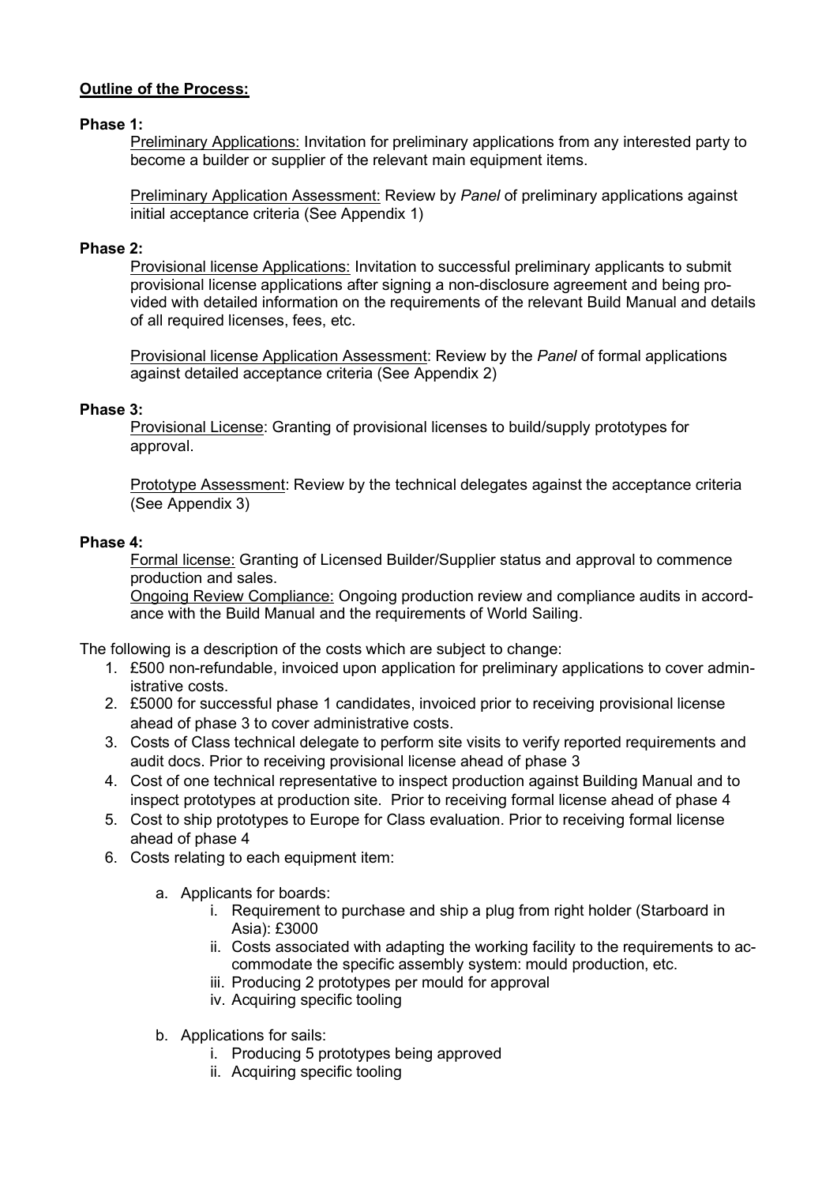**Outline of the Process:**

**Phase 1:**

Preliminary Applications: Invitation for preliminary applications from any interested party to become a builder or supplier of the relevant main equipment items.

Preliminary Application Assessment: Review by *Panel* of preliminary applications against initial acceptance criteria (See Appendix 1)

**Phase 2:**

Provisional license Applications: Invitation to successful preliminary applicants to submit provisional license applications after signing a non-disclosure agreement and being provided with detailed information on the requirements of the relevant Build Manual and details of all required licenses, fees, etc.

Provisional license Application Assessment: Review by the *Panel* of formal applications against detailed acceptance criteria (See Appendix 2)

**Phase 3:**

Provisional License: Granting of provisional licenses to build/supply prototypes for approval.

Prototype Assessment: Review by the technical delegates against the acceptance criteria (See Appendix 3)

**Phase 4:**

Formal license: Granting of Licensed Builder/Supplier status and approval to commence production and sales.

Ongoing Review Compliance: Ongoing production review and compliance audits in accordance with the Build Manual and the requirements of World Sailing.

The following is a description of the costs which are subject to change:

1. £500 non-refundable, invoiced upon application for preliminary applications to cover administrative costs.
2. £5000 for successful phase 1 candidates, invoiced prior to receiving provisional license ahead of phase 3 to cover administrative costs.
3. Costs of Class technical delegate to perform site visits to verify reported requirements and audit docs. Prior to receiving provisional license ahead of phase 3
4. Cost of one technical representative to inspect production against Building Manual and to inspect prototypes at production site. Prior to receiving formal license ahead of phase 4
5. Cost to ship prototypes to Europe for Class evaluation. Prior to receiving formal license ahead of phase 4
6. Costs relating to each equipment item:

    a. Applicants for boards:
        i. Requirement to purchase and ship a plug from right holder (Starboard in Asia): £3000
        ii. Costs associated with adapting the working facility to the requirements to accommodate the specific assembly system: mould production, etc.
        iii. Producing 2 prototypes per mould for approval
        iv. Acquiring specific tooling

    b. Applications for sails:
        i. Producing 5 prototypes being approved
        ii. Acquiring specific tooling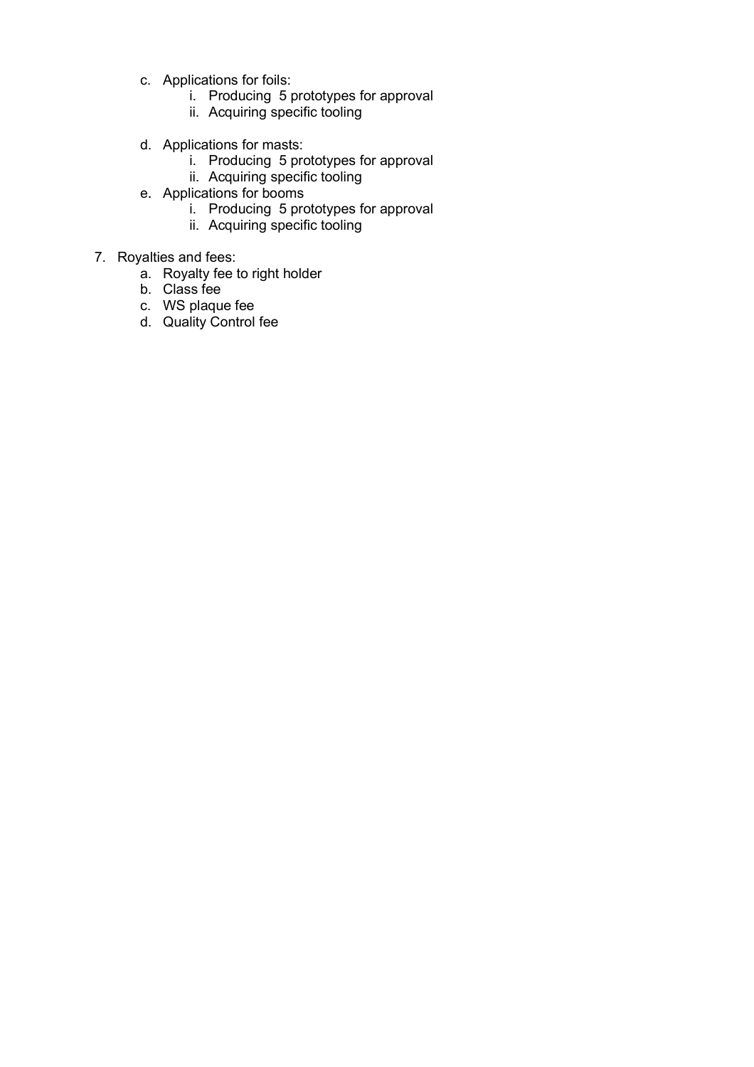c. Applications for foils:
      i. Producing 5 prototypes for approval
      ii. Acquiring specific tooling

   d. Applications for masts:
      i. Producing 5 prototypes for approval
      ii. Acquiring specific tooling

   e. Applications for booms
      i. Producing 5 prototypes for approval
      ii. Acquiring specific tooling

7. Royalties and fees:
   a. Royalty fee to right holder
   b. Class fee
   c. WS plaque fee
   d. Quality Control fee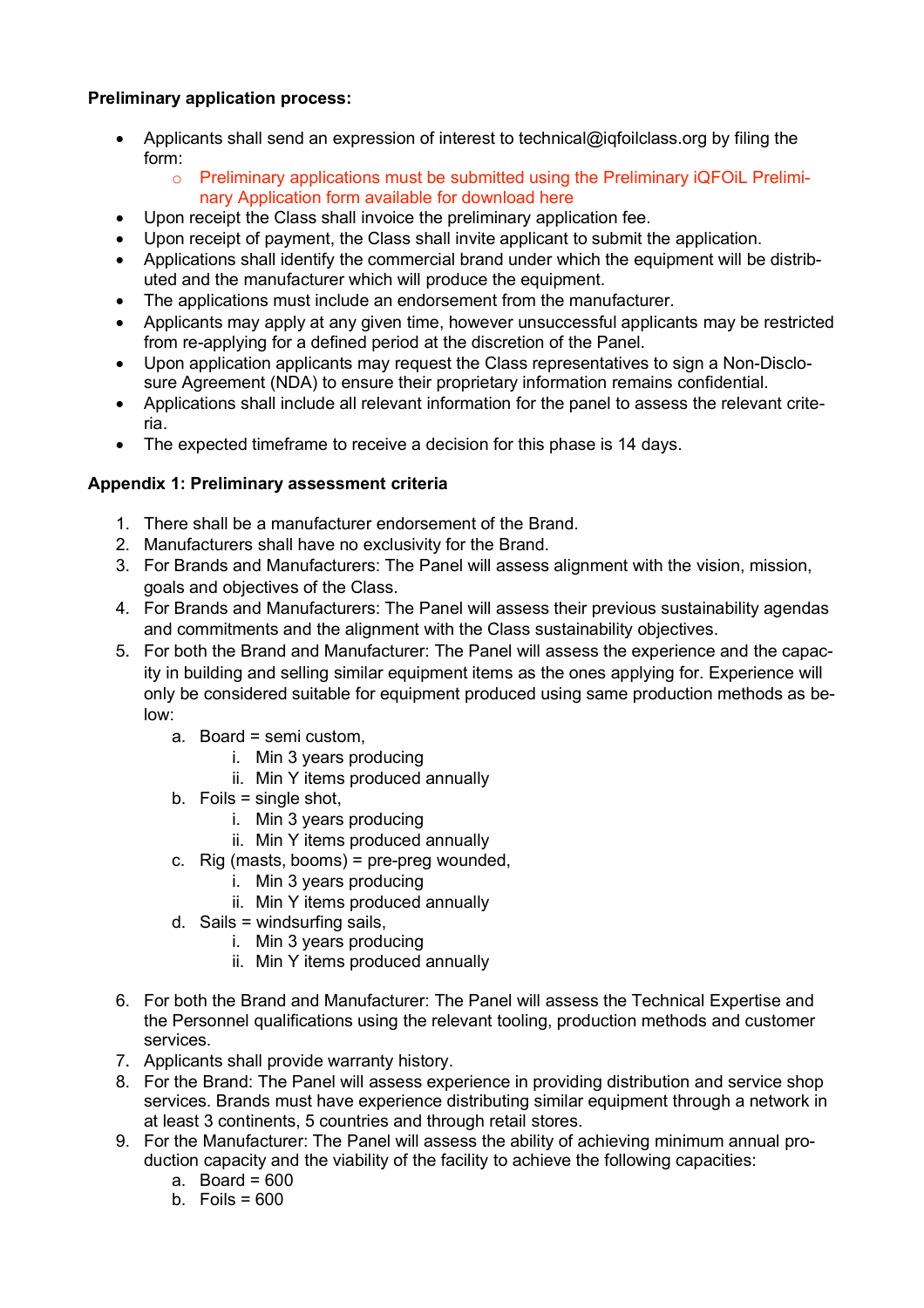**Preliminary application process:**

- Applicants shall send an expression of interest to technical@iqfoilclass.org by filing the form:
    - Preliminary applications must be submitted using the Preliminary iQFOiL Preliminary Application form available for download here
- Upon receipt the Class shall invoice the preliminary application fee.
- Upon receipt of payment, the Class shall invite applicant to submit the application.
- Applications shall identify the commercial brand under which the equipment will be distributed and the manufacturer which will produce the equipment.
- The applications must include an endorsement from the manufacturer.
- Applicants may apply at any given time, however unsuccessful applicants may be restricted from re-applying for a defined period at the discretion of the Panel.
- Upon application applicants may request the Class representatives to sign a Non-Disclosure Agreement (NDA) to ensure their proprietary information remains confidential.
- Applications shall include all relevant information for the panel to assess the relevant criteria.
- The expected timeframe to receive a decision for this phase is 14 days.

**Appendix 1: Preliminary assessment criteria**

1. There shall be a manufacturer endorsement of the Brand.
2. Manufacturers shall have no exclusivity for the Brand.
3. For Brands and Manufacturers: The Panel will assess alignment with the vision, mission, goals and objectives of the Class.
4. For Brands and Manufacturers: The Panel will assess their previous sustainability agendas and commitments and the alignment with the Class sustainability objectives.
5. For both the Brand and Manufacturer: The Panel will assess the experience and the capacity in building and selling similar equipment items as the ones applying for. Experience will only be considered suitable for equipment produced using same production methods as below:
    a. Board = semi custom,
        i. Min 3 years producing
        ii. Min Y items produced annually
    b. Foils = single shot,
        i. Min 3 years producing
        ii. Min Y items produced annually
    c. Rig (masts, booms) = pre-preg wounded,
        i. Min 3 years producing
        ii. Min Y items produced annually
    d. Sails = windsurfing sails,
        i. Min 3 years producing
        ii. Min Y items produced annually
6. For both the Brand and Manufacturer: The Panel will assess the Technical Expertise and the Personnel qualifications using the relevant tooling, production methods and customer services.
7. Applicants shall provide warranty history.
8. For the Brand: The Panel will assess experience in providing distribution and service shop services. Brands must have experience distributing similar equipment through a network in at least 3 continents, 5 countries and through retail stores.
9. For the Manufacturer: The Panel will assess the ability of achieving minimum annual production capacity and the viability of the facility to achieve the following capacities:
    a. Board = 600
    b. Foils = 600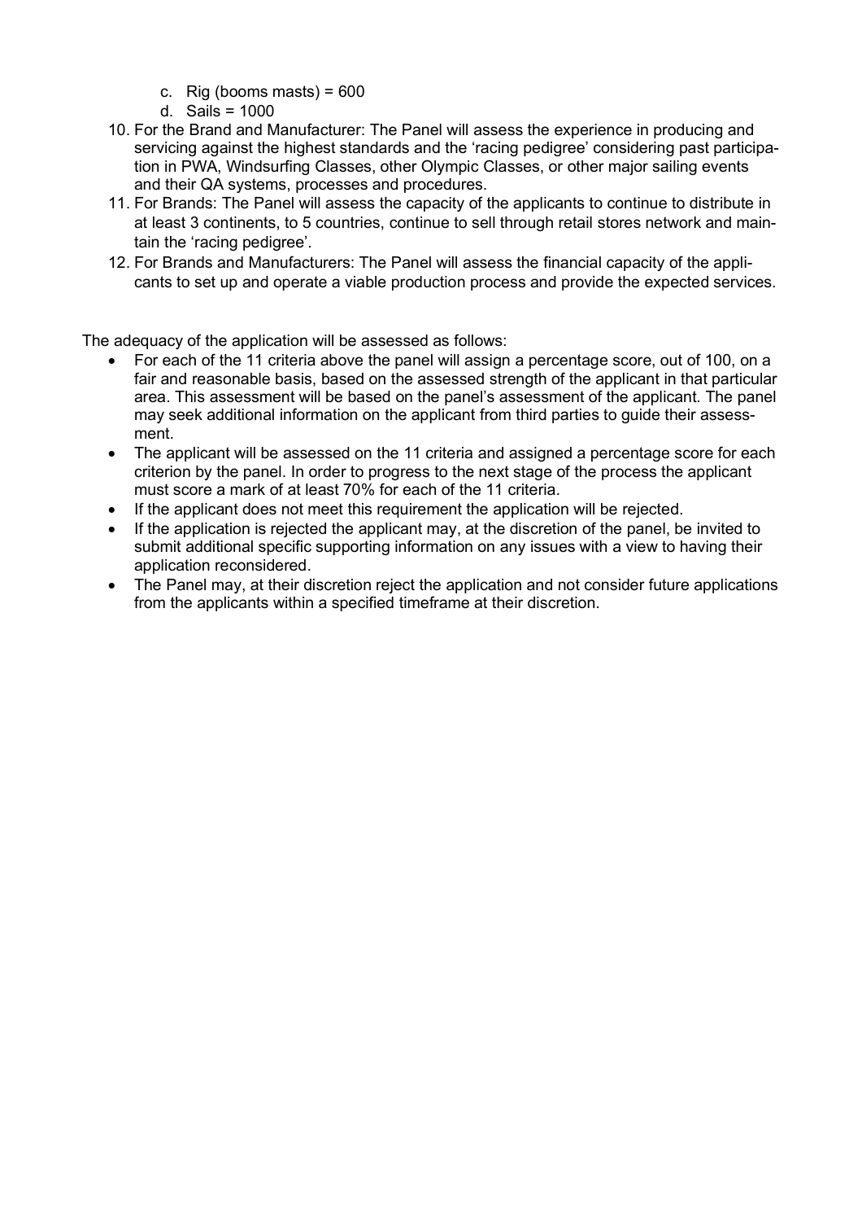c. Rig (booms masts) = 600
   d. Sails = 1000
10. For the Brand and Manufacturer: The Panel will assess the experience in producing and servicing against the highest standards and the 'racing pedigree' considering past participation in PWA, Windsurfing Classes, other Olympic Classes, or other major sailing events and their QA systems, processes and procedures.
11. For Brands: The Panel will assess the capacity of the applicants to continue to distribute in at least 3 continents, to 5 countries, continue to sell through retail stores network and maintain the 'racing pedigree'.
12. For Brands and Manufacturers: The Panel will assess the financial capacity of the applicants to set up and operate a viable production process and provide the expected services.

The adequacy of the application will be assessed as follows:

- For each of the 11 criteria above the panel will assign a percentage score, out of 100, on a fair and reasonable basis, based on the assessed strength of the applicant in that particular area. This assessment will be based on the panel's assessment of the applicant. The panel may seek additional information on the applicant from third parties to guide their assessment.
- The applicant will be assessed on the 11 criteria and assigned a percentage score for each criterion by the panel. In order to progress to the next stage of the process the applicant must score a mark of at least 70% for each of the 11 criteria.
- If the applicant does not meet this requirement the application will be rejected.
- If the application is rejected the applicant may, at the discretion of the panel, be invited to submit additional specific supporting information on any issues with a view to having their application reconsidered.
- The Panel may, at their discretion reject the application and not consider future applications from the applicants within a specified timeframe at their discretion.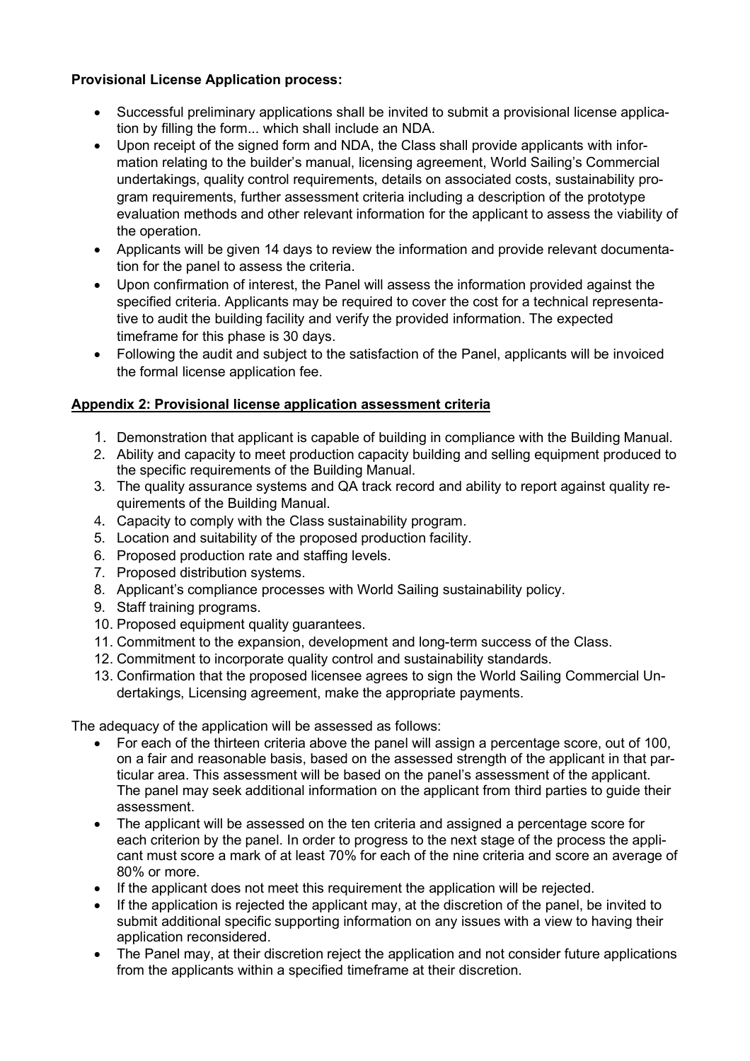**Provisional License Application process:**

- Successful preliminary applications shall be invited to submit a provisional license application by filling the form... which shall include an NDA.
- Upon receipt of the signed form and NDA, the Class shall provide applicants with information relating to the builder's manual, licensing agreement, World Sailing's Commercial undertakings, quality control requirements, details on associated costs, sustainability program requirements, further assessment criteria including a description of the prototype evaluation methods and other relevant information for the applicant to assess the viability of the operation.
- Applicants will be given 14 days to review the information and provide relevant documentation for the panel to assess the criteria.
- Upon confirmation of interest, the Panel will assess the information provided against the specified criteria. Applicants may be required to cover the cost for a technical representative to audit the building facility and verify the provided information. The expected timeframe for this phase is 30 days.
- Following the audit and subject to the satisfaction of the Panel, applicants will be invoiced the formal license application fee.

## Appendix 2: Provisional license application assessment criteria

1. Demonstration that applicant is capable of building in compliance with the Building Manual.
2. Ability and capacity to meet production capacity building and selling equipment produced to the specific requirements of the Building Manual.
3. The quality assurance systems and QA track record and ability to report against quality requirements of the Building Manual.
4. Capacity to comply with the Class sustainability program.
5. Location and suitability of the proposed production facility.
6. Proposed production rate and staffing levels.
7. Proposed distribution systems.
8. Applicant's compliance processes with World Sailing sustainability policy.
9. Staff training programs.
10. Proposed equipment quality guarantees.
11. Commitment to the expansion, development and long-term success of the Class.
12. Commitment to incorporate quality control and sustainability standards.
13. Confirmation that the proposed licensee agrees to sign the World Sailing Commercial Undertakings, Licensing agreement, make the appropriate payments.

The adequacy of the application will be assessed as follows:

- For each of the thirteen criteria above the panel will assign a percentage score, out of 100, on a fair and reasonable basis, based on the assessed strength of the applicant in that particular area. This assessment will be based on the panel's assessment of the applicant. The panel may seek additional information on the applicant from third parties to guide their assessment.
- The applicant will be assessed on the ten criteria and assigned a percentage score for each criterion by the panel. In order to progress to the next stage of the process the applicant must score a mark of at least 70% for each of the nine criteria and score an average of 80% or more.
- If the applicant does not meet this requirement the application will be rejected.
- If the application is rejected the applicant may, at the discretion of the panel, be invited to submit additional specific supporting information on any issues with a view to having their application reconsidered.
- The Panel may, at their discretion reject the application and not consider future applications from the applicants within a specified timeframe at their discretion.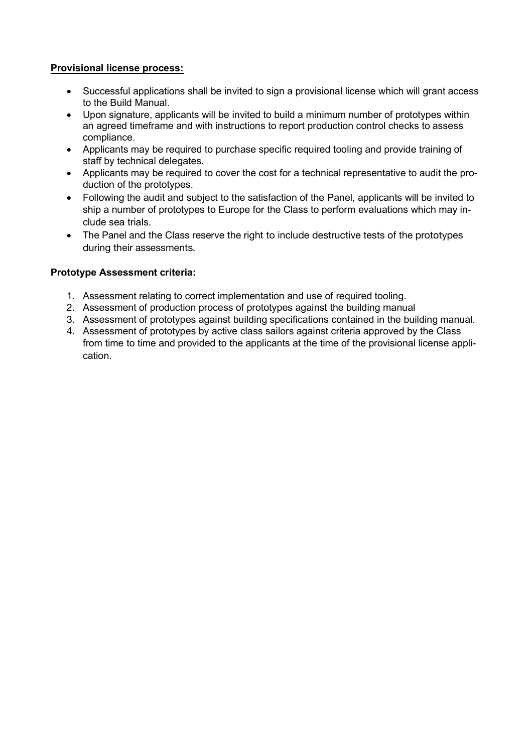**Provisional license process:**

- Successful applications shall be invited to sign a provisional license which will grant access to the Build Manual.
- Upon signature, applicants will be invited to build a minimum number of prototypes within an agreed timeframe and with instructions to report production control checks to assess compliance.
- Applicants may be required to purchase specific required tooling and provide training of staff by technical delegates.
- Applicants may be required to cover the cost for a technical representative to audit the production of the prototypes.
- Following the audit and subject to the satisfaction of the Panel, applicants will be invited to ship a number of prototypes to Europe for the Class to perform evaluations which may include sea trials.
- The Panel and the Class reserve the right to include destructive tests of the prototypes during their assessments.

**Prototype Assessment criteria:**

1. Assessment relating to correct implementation and use of required tooling.
2. Assessment of production process of prototypes against the building manual
3. Assessment of prototypes against building specifications contained in the building manual.
4. Assessment of prototypes by active class sailors against criteria approved by the Class from time to time and provided to the applicants at the time of the provisional license application.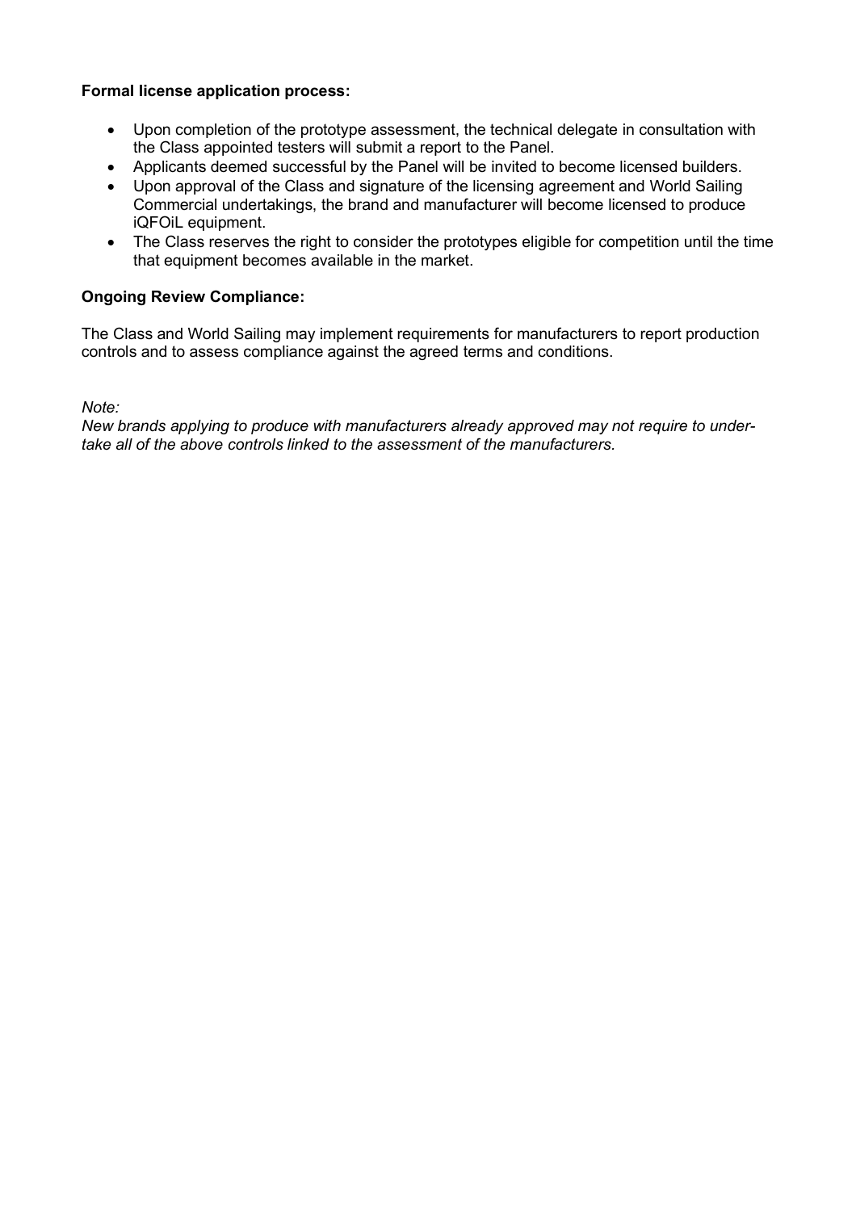**Formal license application process:**

- Upon completion of the prototype assessment, the technical delegate in consultation with the Class appointed testers will submit a report to the Panel.
- Applicants deemed successful by the Panel will be invited to become licensed builders.
- Upon approval of the Class and signature of the licensing agreement and World Sailing Commercial undertakings, the brand and manufacturer will become licensed to produce iQFOiL equipment.
- The Class reserves the right to consider the prototypes eligible for competition until the time that equipment becomes available in the market.

**Ongoing Review Compliance:**

The Class and World Sailing may implement requirements for manufacturers to report production controls and to assess compliance against the agreed terms and conditions.

*Note:*
*New brands applying to produce with manufacturers already approved may not require to undertake all of the above controls linked to the assessment of the manufacturers.*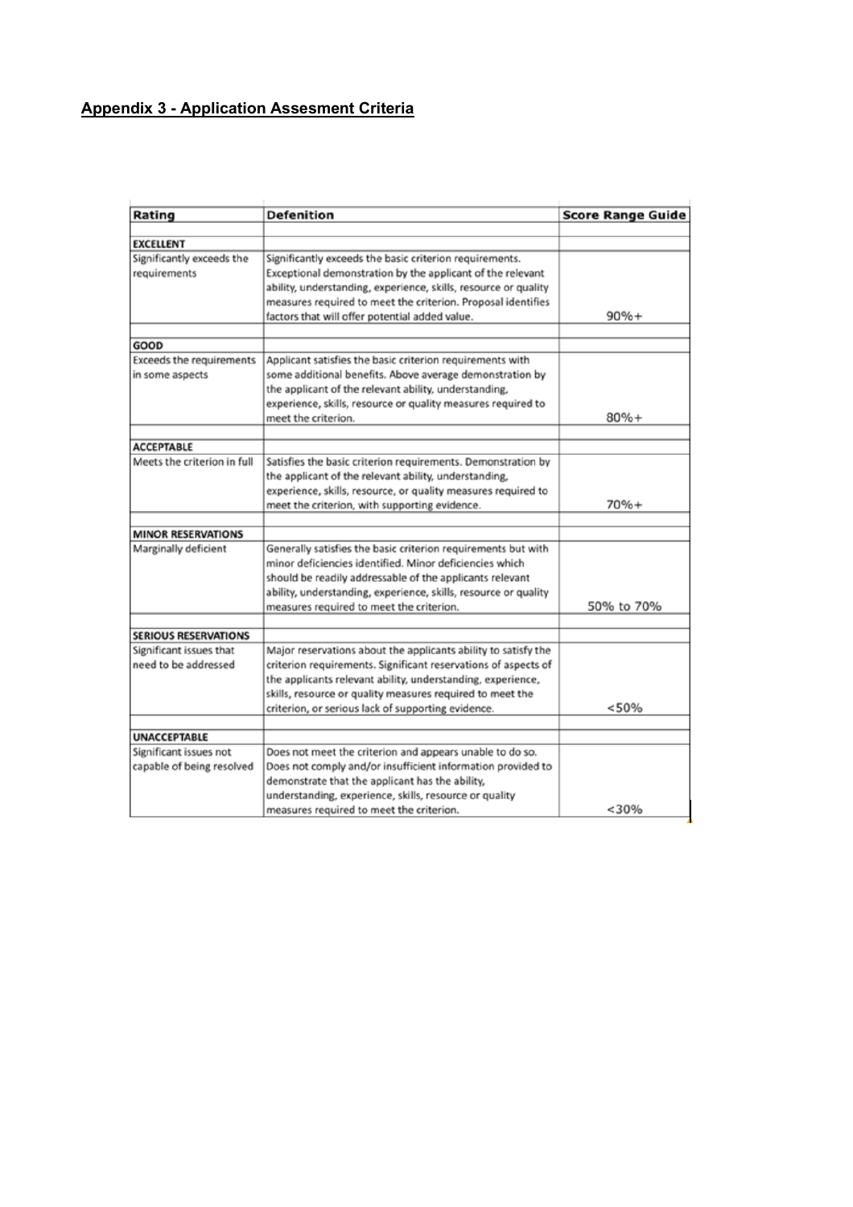**Appendix 3 - Application Assesment Criteria**

| Rating | Defenition | Score Range Guide |
|---|---|---|
| **EXCELLENT** | | |
| Significantly exceeds the requirements | Significantly exceeds the basic criterion requirements. Exceptional demonstration by the applicant of the relevant ability, understanding, experience, skills, resource or quality measures required to meet the criterion. Proposal identifies factors that will offer potential added value. | 90%+ |
| **GOOD** | | |
| Exceeds the requirements in some aspects | Applicant satisfies the basic criterion requirements with some additional benefits. Above average demonstration by the applicant of the relevant ability, understanding, experience, skills, resource or quality measures required to meet the criterion. | 80%+ |
| **ACCEPTABLE** | | |
| Meets the criterion in full | Satisfies the basic criterion requirements. Demonstration by the applicant of the relevant ability, understanding, experience, skills, resource, or quality measures required to meet the criterion, with supporting evidence. | 70%+ |
| **MINOR RESERVATIONS** | | |
| Marginally deficient | Generally satisfies the basic criterion requirements but with minor deficiencies identified. Minor deficiencies which should be readily addressable of the applicants relevant ability, understanding, experience, skills, resource or quality measures required to meet the criterion. | 50% to 70% |
| **SERIOUS RESERVATIONS** | | |
| Significant issues that need to be addressed | Major reservations about the applicants ability to satisfy the criterion requirements. Significant reservations of aspects of the applicants relevant ability, understanding, experience, skills, resource or quality measures required to meet the criterion, or serious lack of supporting evidence. | <50% |
| **UNACCEPTABLE** | | |
| Significant issues not capable of being resolved | Does not meet the criterion and appears unable to do so. Does not comply and/or insufficient information provided to demonstrate that the applicant has the ability, understanding, experience, skills, resource or quality measures required to meet the criterion. | <30% |